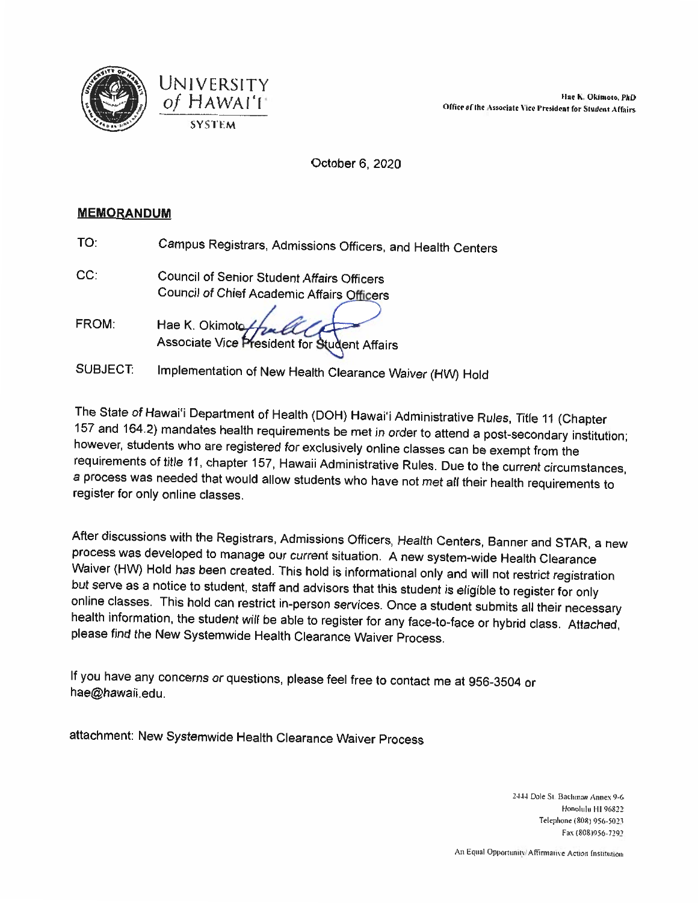UNIVERSITY of HAWAI'I SYSTEM

Hae K. Okimoto, PhD
Office of the Associate Vice President for Student Affairs

October 6, 2020

**MEMORANDUM**

TO: Campus Registrars, Admissions Officers, and Health Centers

CC: Council of Senior Student Affairs Officers
Council of Chief Academic Affairs Officers

FROM: Hae K. Okimoto
Associate Vice President for Student Affairs

SUBJECT: Implementation of New Health Clearance Waiver (HW) Hold

The State of Hawai'i Department of Health (DOH) Hawai'i Administrative Rules, Title 11 (Chapter 157 and 164.2) mandates health requirements be met in order to attend a post-secondary institution; however, students who are registered for exclusively online classes can be exempt from the requirements of title 11, chapter 157, Hawaii Administrative Rules. Due to the current circumstances, a process was needed that would allow students who have not met all their health requirements to register for only online classes.

After discussions with the Registrars, Admissions Officers, Health Centers, Banner and STAR, a new process was developed to manage our current situation. A new system-wide Health Clearance Waiver (HW) Hold has been created. This hold is informational only and will not restrict registration but serve as a notice to student, staff and advisors that this student is eligible to register for only online classes. This hold can restrict in-person services. Once a student submits all their necessary health information, the student will be able to register for any face-to-face or hybrid class. Attached, please find the New Systemwide Health Clearance Waiver Process.

If you have any concerns or questions, please feel free to contact me at 956-3504 or hae@hawaii.edu.

attachment: New Systemwide Health Clearance Waiver Process

2444 Dole St. Bachman Annex 9-6
Honolulu HI 96822
Telephone (808) 956-5023
Fax (808)956-7292

An Equal Opportunity/Affirmative Action Institution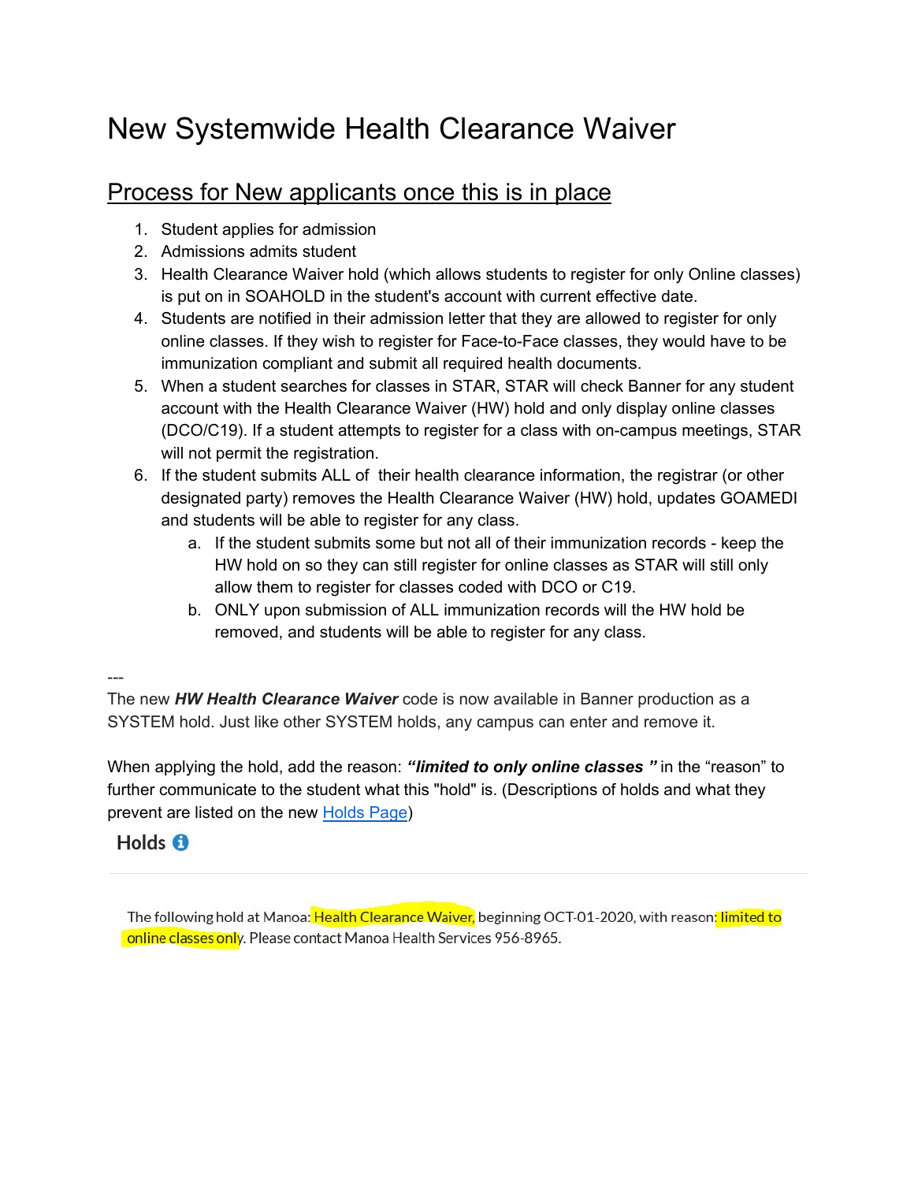# New Systemwide Health Clearance Waiver

## Process for New applicants once this is in place

1. Student applies for admission
2. Admissions admits student
3. Health Clearance Waiver hold (which allows students to register for only Online classes) is put on in SOAHOLD in the student's account with current effective date.
4. Students are notified in their admission letter that they are allowed to register for only online classes. If they wish to register for Face-to-Face classes, they would have to be immunization compliant and submit all required health documents.
5. When a student searches for classes in STAR, STAR will check Banner for any student account with the Health Clearance Waiver (HW) hold and only display online classes (DCO/C19). If a student attempts to register for a class with on-campus meetings, STAR will not permit the registration.
6. If the student submits ALL of their health clearance information, the registrar (or other designated party) removes the Health Clearance Waiver (HW) hold, updates GOAMEDI and students will be able to register for any class.
   a. If the student submits some but not all of their immunization records - keep the HW hold on so they can still register for online classes as STAR will still only allow them to register for classes coded with DCO or C19.
   b. ONLY upon submission of ALL immunization records will the HW hold be removed, and students will be able to register for any class.

---

The new ***HW Health Clearance Waiver*** code is now available in Banner production as a SYSTEM hold. Just like other SYSTEM holds, any campus can enter and remove it.

When applying the hold, add the reason: ***"limited to only online classes "*** in the "reason" to further communicate to the student what this "hold" is. (Descriptions of holds and what they prevent are listed on the new Holds Page)

**Holds**

The following hold at Manoa: Health Clearance Waiver, beginning OCT-01-2020, with reason: limited to online classes only. Please contact Manoa Health Services 956-8965.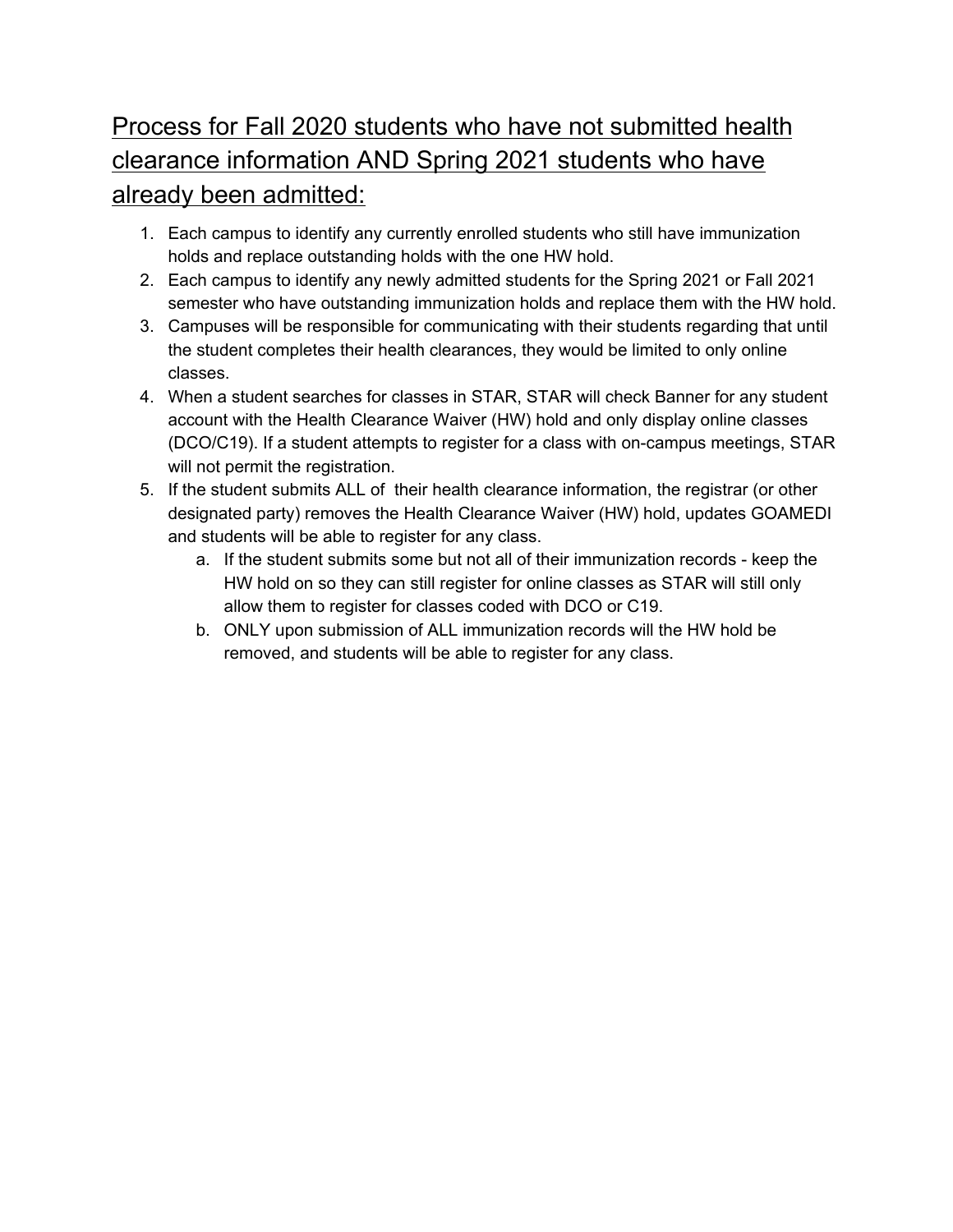## Process for Fall 2020 students who have not submitted health clearance information AND Spring 2021 students who have already been admitted:

1. Each campus to identify any currently enrolled students who still have immunization holds and replace outstanding holds with the one HW hold.
2. Each campus to identify any newly admitted students for the Spring 2021 or Fall 2021 semester who have outstanding immunization holds and replace them with the HW hold.
3. Campuses will be responsible for communicating with their students regarding that until the student completes their health clearances, they would be limited to only online classes.
4. When a student searches for classes in STAR, STAR will check Banner for any student account with the Health Clearance Waiver (HW) hold and only display online classes (DCO/C19). If a student attempts to register for a class with on-campus meetings, STAR will not permit the registration.
5. If the student submits ALL of their health clearance information, the registrar (or other designated party) removes the Health Clearance Waiver (HW) hold, updates GOAMEDI and students will be able to register for any class.
    a. If the student submits some but not all of their immunization records - keep the HW hold on so they can still register for online classes as STAR will still only allow them to register for classes coded with DCO or C19.
    b. ONLY upon submission of ALL immunization records will the HW hold be removed, and students will be able to register for any class.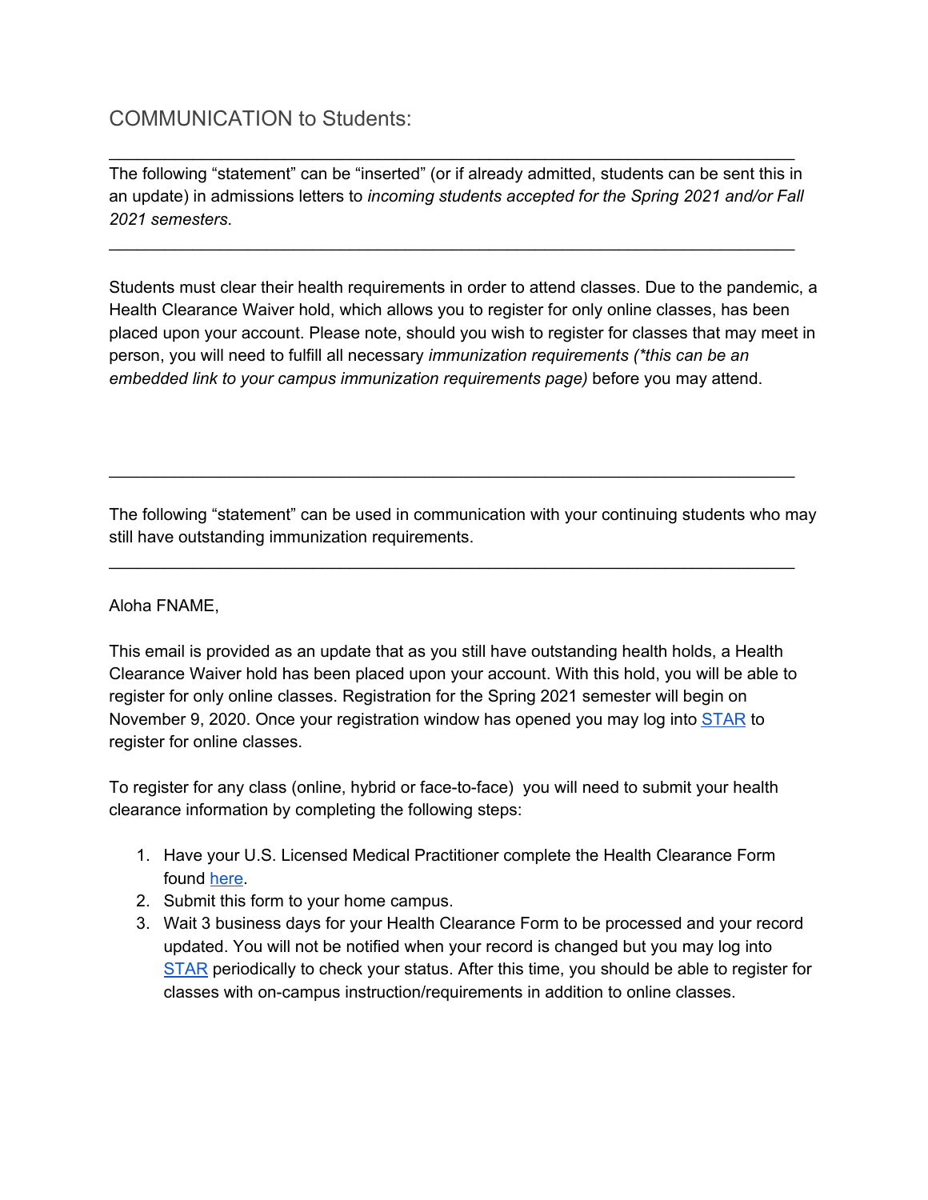## COMMUNICATION to Students:

---

The following "statement" can be "inserted" (or if already admitted, students can be sent this in an update) in admissions letters to *incoming students accepted for the Spring 2021 and/or Fall 2021 semesters*.

---

Students must clear their health requirements in order to attend classes. Due to the pandemic, a Health Clearance Waiver hold, which allows you to register for only online classes, has been placed upon your account. Please note, should you wish to register for classes that may meet in person, you will need to fulfill all necessary *immunization requirements (*this can be an embedded link to your campus immunization requirements page)* before you may attend.

---

The following "statement" can be used in communication with your continuing students who may still have outstanding immunization requirements.

---

Aloha FNAME,

This email is provided as an update that as you still have outstanding health holds, a Health Clearance Waiver hold has been placed upon your account. With this hold, you will be able to register for only online classes. Registration for the Spring 2021 semester will begin on November 9, 2020. Once your registration window has opened you may log into STAR to register for online classes.

To register for any class (online, hybrid or face-to-face) you will need to submit your health clearance information by completing the following steps:

1. Have your U.S. Licensed Medical Practitioner complete the Health Clearance Form found here.
2. Submit this form to your home campus.
3. Wait 3 business days for your Health Clearance Form to be processed and your record updated. You will not be notified when your record is changed but you may log into STAR periodically to check your status. After this time, you should be able to register for classes with on-campus instruction/requirements in addition to online classes.